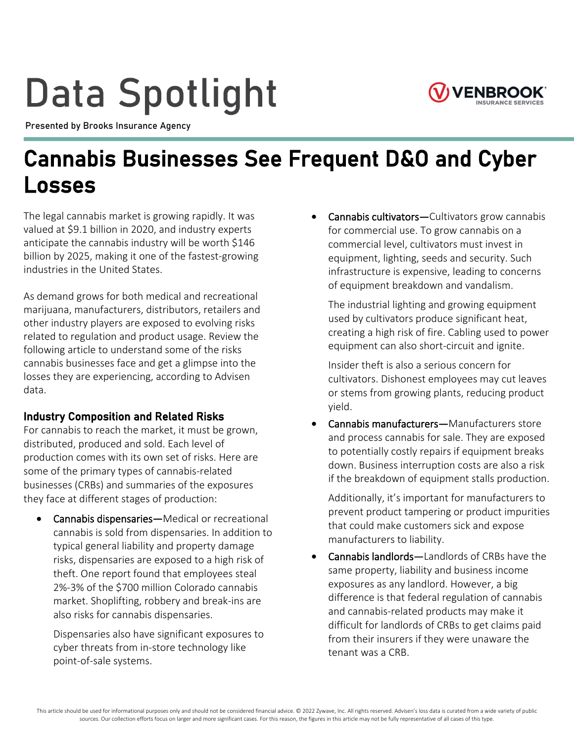# Data Spotlight

Presented by Brooks Insurance Agency

VENBROOK INSURANCE SERVICES

## Cannabis Businesses See Frequent D&O and Cyber Losses

The legal cannabis market is growing rapidly. It was valued at $9.1 billion in 2020, and industry experts anticipate the cannabis industry will be worth $146 billion by 2025, making it one of the fastest-growing industries in the United States.

As demand grows for both medical and recreational marijuana, manufacturers, distributors, retailers and other industry players are exposed to evolving risks related to regulation and product usage. Review the following article to understand some of the risks cannabis businesses face and get a glimpse into the losses they are experiencing, according to Advisen data.

### Industry Composition and Related Risks

For cannabis to reach the market, it must be grown, distributed, produced and sold. Each level of production comes with its own set of risks. Here are some of the primary types of cannabis-related businesses (CRBs) and summaries of the exposures they face at different stages of production:

- Cannabis dispensaries—Medical or recreational cannabis is sold from dispensaries. In addition to typical general liability and property damage risks, dispensaries are exposed to a high risk of theft. One report found that employees steal 2%-3% of the $700 million Colorado cannabis market. Shoplifting, robbery and break-ins are also risks for cannabis dispensaries.

  Dispensaries also have significant exposures to cyber threats from in-store technology like point-of-sale systems.

- Cannabis cultivators—Cultivators grow cannabis for commercial use. To grow cannabis on a commercial level, cultivators must invest in equipment, lighting, seeds and security. Such infrastructure is expensive, leading to concerns of equipment breakdown and vandalism.

  The industrial lighting and growing equipment used by cultivators produce significant heat, creating a high risk of fire. Cabling used to power equipment can also short-circuit and ignite.

  Insider theft is also a serious concern for cultivators. Dishonest employees may cut leaves or stems from growing plants, reducing product yield.

- Cannabis manufacturers—Manufacturers store and process cannabis for sale. They are exposed to potentially costly repairs if equipment breaks down. Business interruption costs are also a risk if the breakdown of equipment stalls production.

  Additionally, it's important for manufacturers to prevent product tampering or product impurities that could make customers sick and expose manufacturers to liability.

- Cannabis landlords—Landlords of CRBs have the same property, liability and business income exposures as any landlord. However, a big difference is that federal regulation of cannabis and cannabis-related products may make it difficult for landlords of CRBs to get claims paid from their insurers if they were unaware the tenant was a CRB.

This article should be used for informational purposes only and should not be considered financial advice. © 2022 Zywave, Inc. All rights reserved. Advisen's loss data is curated from a wide variety of public sources. Our collection efforts focus on larger and more significant cases. For this reason, the figures in this article may not be fully representative of all cases of this type.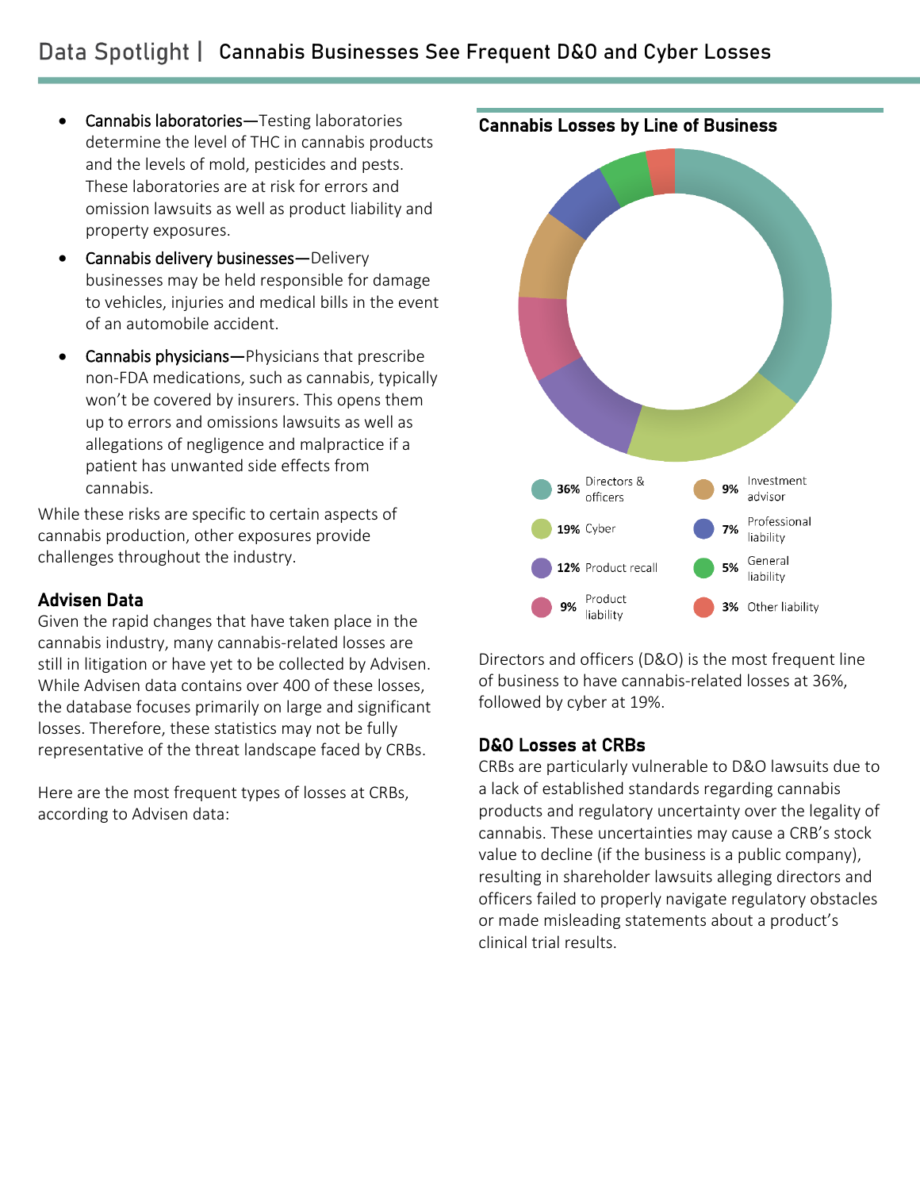## Data Spotlight | Cannabis Businesses See Frequent D&O and Cyber Losses

- **Cannabis laboratories**—Testing laboratories determine the level of THC in cannabis products and the levels of mold, pesticides and pests. These laboratories are at risk for errors and omission lawsuits as well as product liability and property exposures.
- **Cannabis delivery businesses**—Delivery businesses may be held responsible for damage to vehicles, injuries and medical bills in the event of an automobile accident.
- **Cannabis physicians**—Physicians that prescribe non-FDA medications, such as cannabis, typically won't be covered by insurers. This opens them up to errors and omissions lawsuits as well as allegations of negligence and malpractice if a patient has unwanted side effects from cannabis.

While these risks are specific to certain aspects of cannabis production, other exposures provide challenges throughout the industry.

### Advisen Data

Given the rapid changes that have taken place in the cannabis industry, many cannabis-related losses are still in litigation or have yet to be collected by Advisen. While Advisen data contains over 400 of these losses, the database focuses primarily on large and significant losses. Therefore, these statistics may not be fully representative of the threat landscape faced by CRBs.

Here are the most frequent types of losses at CRBs, according to Advisen data:

### Cannabis Losses by Line of Business

| Line of Business | Share |
|---|---|
| Directors & officers | 36% |
| Cyber | 19% |
| Product recall | 12% |
| Product liability | 9% |
| Investment advisor | 9% |
| Professional liability | 7% |
| General liability | 5% |
| Other liability | 3% |

Directors and officers (D&O) is the most frequent line of business to have cannabis-related losses at 36%, followed by cyber at 19%.

### D&O Losses at CRBs

CRBs are particularly vulnerable to D&O lawsuits due to a lack of established standards regarding cannabis products and regulatory uncertainty over the legality of cannabis. These uncertainties may cause a CRB's stock value to decline (if the business is a public company), resulting in shareholder lawsuits alleging directors and officers failed to properly navigate regulatory obstacles or made misleading statements about a product's clinical trial results.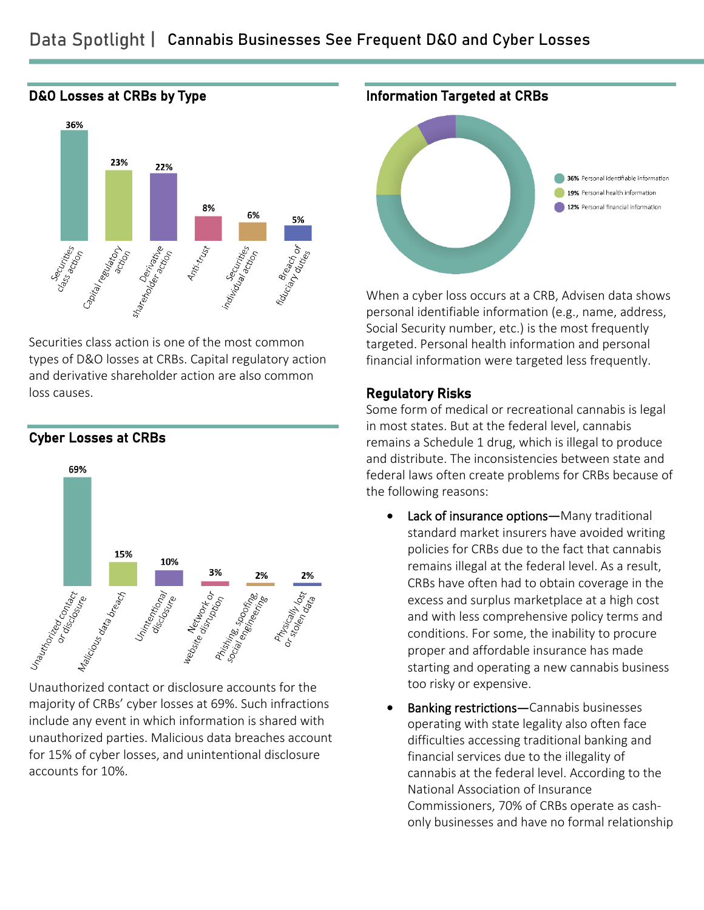# Data Spotlight | Cannabis Businesses See Frequent D&O and Cyber Losses

## D&O Losses at CRBs by Type

| Type | Percentage |
|---|---|
| Securities class action | 36% |
| Capital regulatory action | 23% |
| Derivative shareholder action | 22% |
| Anti-trust | 8% |
| Securities individual action | 6% |
| Breach of fiduciary duties | 5% |

Securities class action is one of the most common types of D&O losses at CRBs. Capital regulatory action and derivative shareholder action are also common loss causes.

## Cyber Losses at CRBs

| Type | Percentage |
|---|---|
| Unauthorized contact or disclosure | 69% |
| Malicious data breach | 15% |
| Unintentional disclosure | 10% |
| Network or website disruption | 3% |
| Phishing, spoofing, social engineering | 2% |
| Physically lost or stolen data | 2% |

Unauthorized contact or disclosure accounts for the majority of CRBs' cyber losses at 69%. Such infractions include any event in which information is shared with unauthorized parties. Malicious data breaches account for 15% of cyber losses, and unintentional disclosure accounts for 10%.

## Information Targeted at CRBs

| Information | Percentage |
|---|---|
| Personal identifiable information | 36% |
| Personal health information | 19% |
| Personal financial information | 12% |

When a cyber loss occurs at a CRB, Advisen data shows personal identifiable information (e.g., name, address, Social Security number, etc.) is the most frequently targeted. Personal health information and personal financial information were targeted less frequently.

## Regulatory Risks

Some form of medical or recreational cannabis is legal in most states. But at the federal level, cannabis remains a Schedule 1 drug, which is illegal to produce and distribute. The inconsistencies between state and federal laws often create problems for CRBs because of the following reasons:

- Lack of insurance options—Many traditional standard market insurers have avoided writing policies for CRBs due to the fact that cannabis remains illegal at the federal level. As a result, CRBs have often had to obtain coverage in the excess and surplus marketplace at a high cost and with less comprehensive policy terms and conditions. For some, the inability to procure proper and affordable insurance has made starting and operating a new cannabis business too risky or expensive.
- Banking restrictions—Cannabis businesses operating with state legality also often face difficulties accessing traditional banking and financial services due to the illegality of cannabis at the federal level. According to the National Association of Insurance Commissioners, 70% of CRBs operate as cash-only businesses and have no formal relationship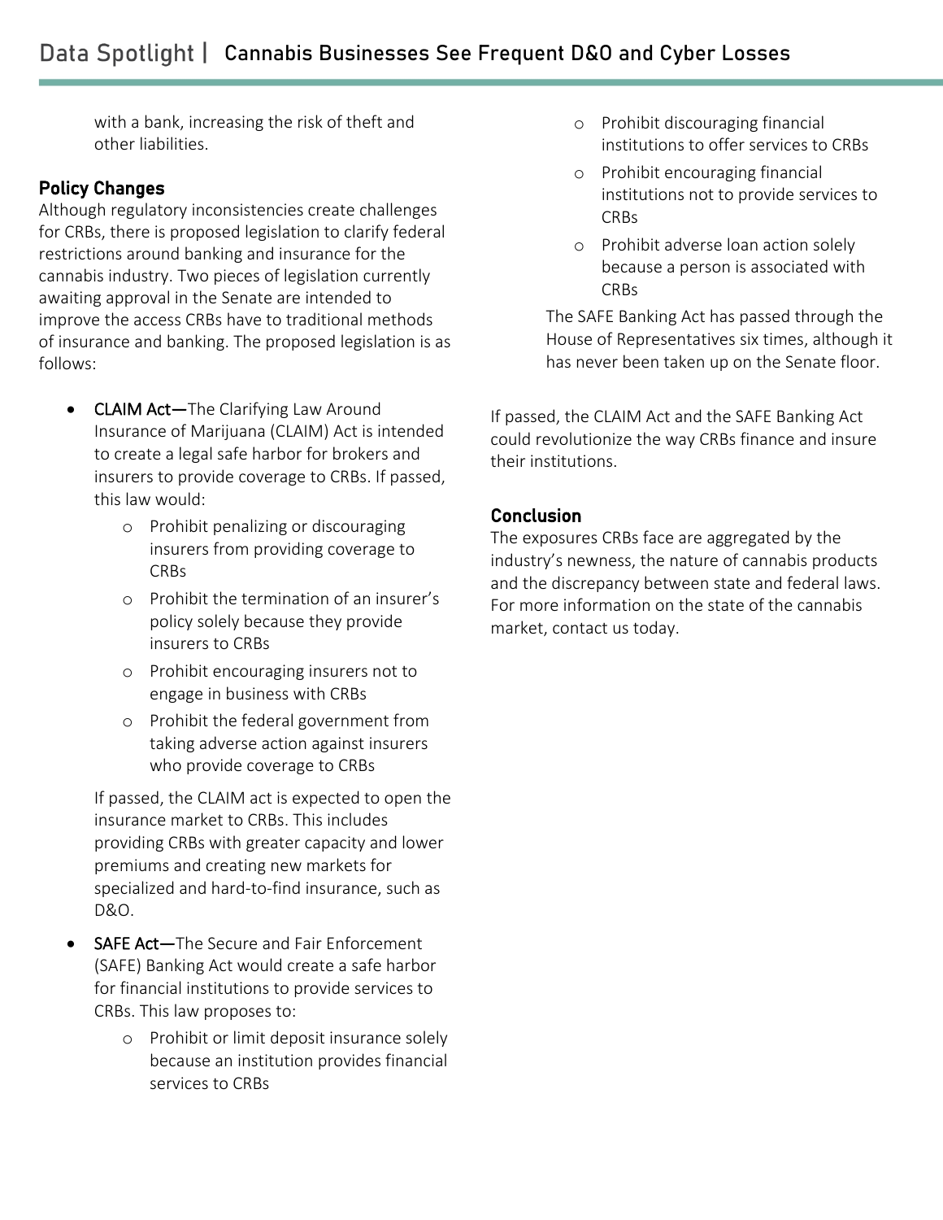with a bank, increasing the risk of theft and other liabilities.

## Policy Changes

Although regulatory inconsistencies create challenges for CRBs, there is proposed legislation to clarify federal restrictions around banking and insurance for the cannabis industry. Two pieces of legislation currently awaiting approval in the Senate are intended to improve the access CRBs have to traditional methods of insurance and banking. The proposed legislation is as follows:

- **CLAIM Act—**The Clarifying Law Around Insurance of Marijuana (CLAIM) Act is intended to create a legal safe harbor for brokers and insurers to provide coverage to CRBs. If passed, this law would:
  - Prohibit penalizing or discouraging insurers from providing coverage to CRBs
  - Prohibit the termination of an insurer's policy solely because they provide insurers to CRBs
  - Prohibit encouraging insurers not to engage in business with CRBs
  - Prohibit the federal government from taking adverse action against insurers who provide coverage to CRBs

  If passed, the CLAIM act is expected to open the insurance market to CRBs. This includes providing CRBs with greater capacity and lower premiums and creating new markets for specialized and hard-to-find insurance, such as D&O.

- **SAFE Act—**The Secure and Fair Enforcement (SAFE) Banking Act would create a safe harbor for financial institutions to provide services to CRBs. This law proposes to:
  - Prohibit or limit deposit insurance solely because an institution provides financial services to CRBs
  - Prohibit discouraging financial institutions to offer services to CRBs
  - Prohibit encouraging financial institutions not to provide services to CRBs
  - Prohibit adverse loan action solely because a person is associated with CRBs

  The SAFE Banking Act has passed through the House of Representatives six times, although it has never been taken up on the Senate floor.

If passed, the CLAIM Act and the SAFE Banking Act could revolutionize the way CRBs finance and insure their institutions.

## Conclusion

The exposures CRBs face are aggregated by the industry's newness, the nature of cannabis products and the discrepancy between state and federal laws. For more information on the state of the cannabis market, contact us today.